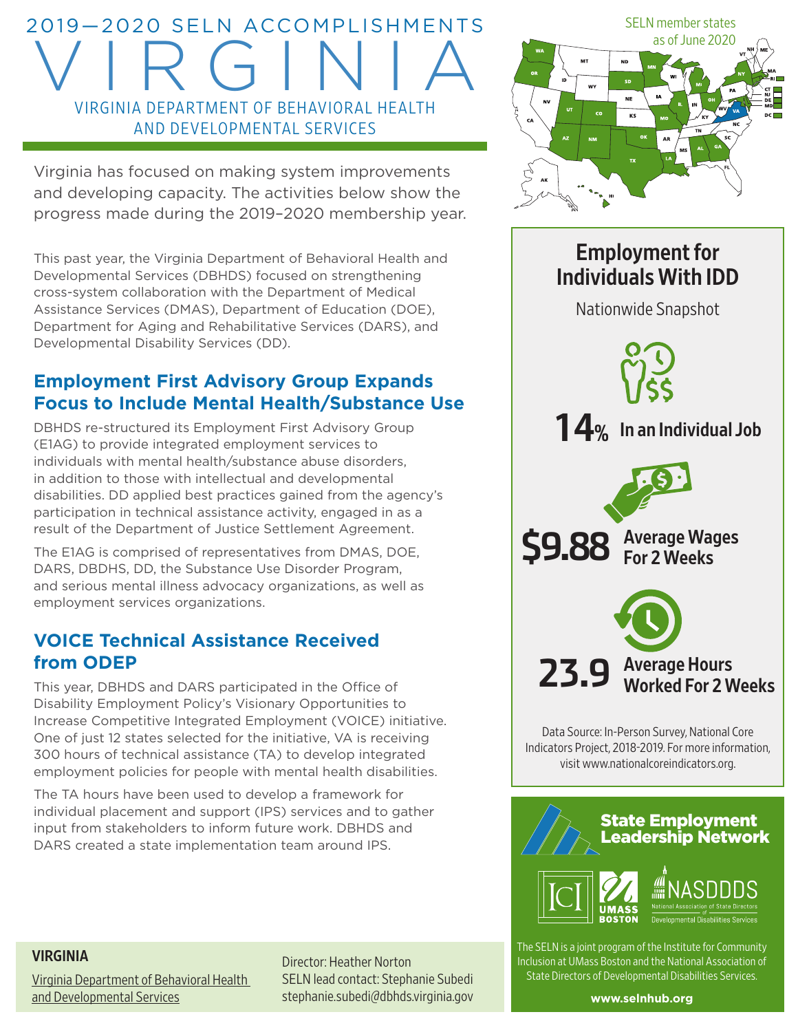# 2019—2020 SELN ACCOMPLISHMENTS

# VIRGINIA

## VIRGINIA DEPARTMENT OF BEHAVIORAL HEALTH AND DEVELOPMENTAL SERVICES

Virginia has focused on making system improvements and developing capacity. The activities below show the progress made during the 2019–2020 membership year.

This past year, the Virginia Department of Behavioral Health and Developmental Services (DBHDS) focused on strengthening cross-system collaboration with the Department of Medical Assistance Services (DMAS), Department of Education (DOE), Department for Aging and Rehabilitative Services (DARS), and Developmental Disability Services (DD).

### Employment First Advisory Group Expands Focus to Include Mental Health/Substance Use

DBHDS re-structured its Employment First Advisory Group (E1AG) to provide integrated employment services to individuals with mental health/substance abuse disorders, in addition to those with intellectual and developmental disabilities. DD applied best practices gained from the agency's participation in technical assistance activity, engaged in as a result of the Department of Justice Settlement Agreement.

The E1AG is comprised of representatives from DMAS, DOE, DARS, DBDHS, DD, the Substance Use Disorder Program, and serious mental illness advocacy organizations, as well as employment services organizations.

### VOICE Technical Assistance Received from ODEP

This year, DBHDS and DARS participated in the Office of Disability Employment Policy's Visionary Opportunities to Increase Competitive Integrated Employment (VOICE) initiative. One of just 12 states selected for the initiative, VA is receiving 300 hours of technical assistance (TA) to develop integrated employment policies for people with mental health disabilities.

The TA hours have been used to develop a framework for individual placement and support (IPS) services and to gather input from stakeholders to inform future work. DBHDS and DARS created a state implementation team around IPS.

SELN member states as of June 2020

## Employment for Individuals With IDD

Nationwide Snapshot

**14%** In an Individual Job

**$9.88** Average Wages For 2 Weeks

**23.9** Average Hours Worked For 2 Weeks

Data Source: In-Person Survey, National Core Indicators Project, 2018-2019. For more information, visit www.nationalcoreindicators.org.

**State Employment Leadership Network**

ICI | UMASS BOSTON | NASDDDS National Association of State Directors of Developmental Disabilities Services

The SELN is a joint program of the Institute for Community Inclusion at UMass Boston and the National Association of State Directors of Developmental Disabilities Services.

**www.selnhub.org**

**VIRGINIA**

Virginia Department of Behavioral Health and Developmental Services

Director: Heather Norton
SELN lead contact: Stephanie Subedi
stephanie.subedi@dbhds.virginia.gov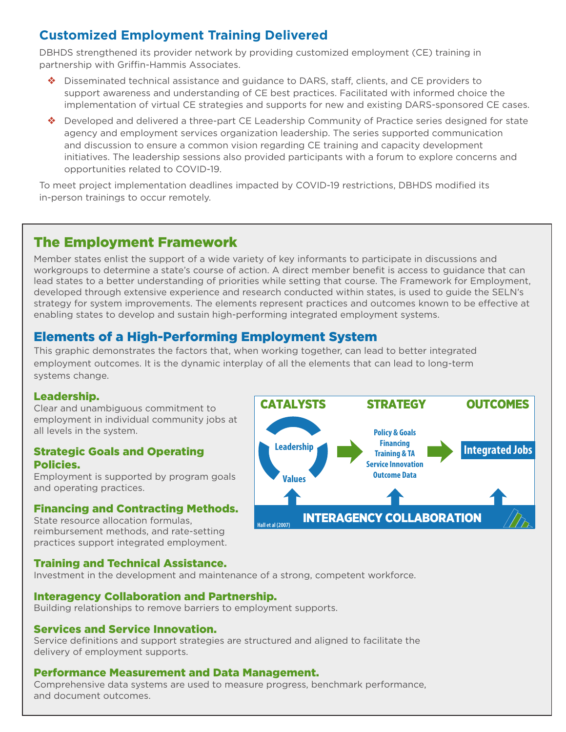## Customized Employment Training Delivered

DBHDS strengthened its provider network by providing customized employment (CE) training in partnership with Griffin-Hammis Associates.

- Disseminated technical assistance and guidance to DARS, staff, clients, and CE providers to support awareness and understanding of CE best practices. Facilitated with informed choice the implementation of virtual CE strategies and supports for new and existing DARS-sponsored CE cases.
- Developed and delivered a three-part CE Leadership Community of Practice series designed for state agency and employment services organization leadership. The series supported communication and discussion to ensure a common vision regarding CE training and capacity development initiatives. The leadership sessions also provided participants with a forum to explore concerns and opportunities related to COVID-19.

To meet project implementation deadlines impacted by COVID-19 restrictions, DBHDS modified its in-person trainings to occur remotely.

## The Employment Framework

Member states enlist the support of a wide variety of key informants to participate in discussions and workgroups to determine a state's course of action. A direct member benefit is access to guidance that can lead states to a better understanding of priorities while setting that course. The Framework for Employment, developed through extensive experience and research conducted within states, is used to guide the SELN's strategy for system improvements. The elements represent practices and outcomes known to be effective at enabling states to develop and sustain high-performing integrated employment systems.

## Elements of a High-Performing Employment System

This graphic demonstrates the factors that, when working together, can lead to better integrated employment outcomes. It is the dynamic interplay of all the elements that can lead to long-term systems change.

CATALYSTS
Leadership
Values

STRATEGY
Policy & Goals
Financing
Training & TA
Service Innovation
Outcome Data

OUTCOMES
Integrated Jobs

INTERAGENCY COLLABORATION

Hall et al (2007)

### Leadership.

Clear and unambiguous commitment to employment in individual community jobs at all levels in the system.

### Strategic Goals and Operating Policies.

Employment is supported by program goals and operating practices.

### Financing and Contracting Methods.

State resource allocation formulas, reimbursement methods, and rate-setting practices support integrated employment.

### Training and Technical Assistance.

Investment in the development and maintenance of a strong, competent workforce.

### Interagency Collaboration and Partnership.

Building relationships to remove barriers to employment supports.

### Services and Service Innovation.

Service definitions and support strategies are structured and aligned to facilitate the delivery of employment supports.

### Performance Measurement and Data Management.

Comprehensive data systems are used to measure progress, benchmark performance, and document outcomes.